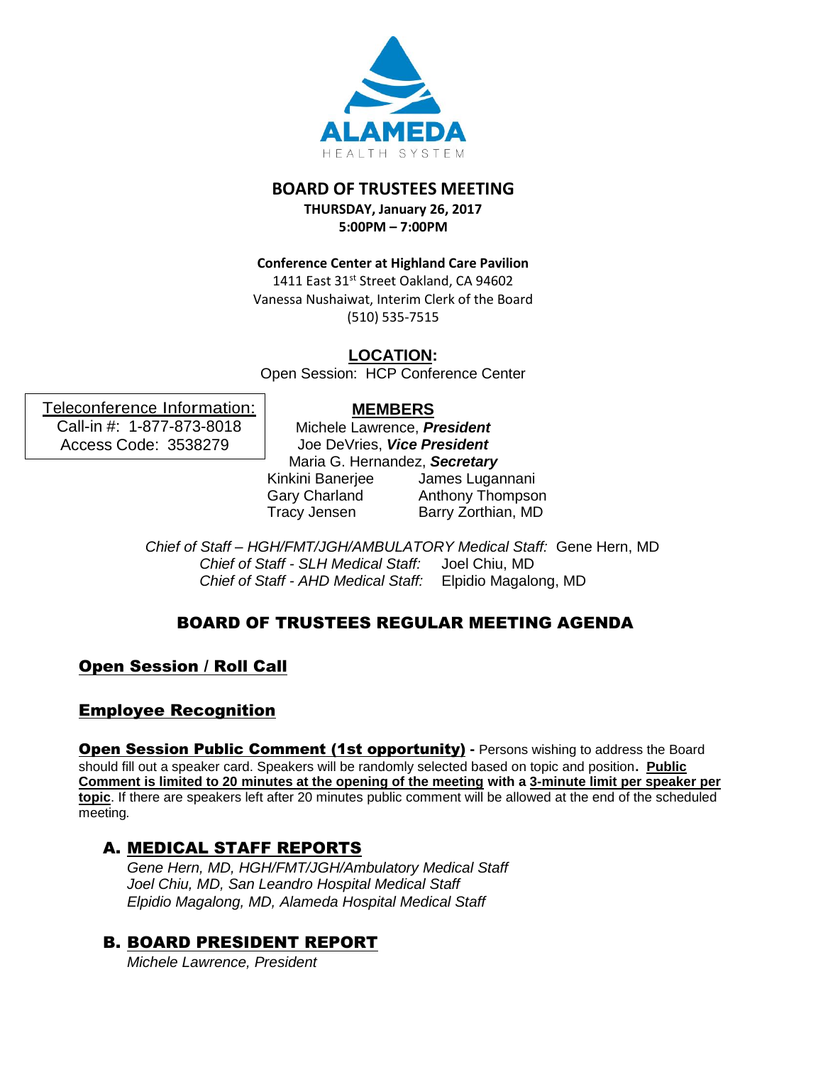ALAMEDA
HEALTH SYSTEM

# BOARD OF TRUSTEES MEETING

**THURSDAY, January 26, 2017**
**5:00PM – 7:00PM**

**Conference Center at Highland Care Pavilion**
1411 East 31st Street Oakland, CA 94602
Vanessa Nushaiwat, Interim Clerk of the Board
(510) 535-7515

**LOCATION:**
Open Session: HCP Conference Center

Teleconference Information:
Call-in #: 1-877-873-8018
Access Code: 3538279

**MEMBERS**

Michele Lawrence, ***President***
Joe DeVries, ***Vice President***
Maria G. Hernandez, ***Secretary***

Kinkini Banerjee
Gary Charland
Tracy Jensen
James Lugannani
Anthony Thompson
Barry Zorthian, MD

*Chief of Staff – HGH/FMT/JGH/AMBULATORY Medical Staff:* Gene Hern, MD
*Chief of Staff - SLH Medical Staff:* Joel Chiu, MD
*Chief of Staff - AHD Medical Staff:* Elpidio Magalong, MD

## BOARD OF TRUSTEES REGULAR MEETING AGENDA

### Open Session / Roll Call

### Employee Recognition

**Open Session Public Comment (1st opportunity) -** Persons wishing to address the Board should fill out a speaker card. Speakers will be randomly selected based on topic and position. **Public Comment is limited to 20 minutes at the opening of the meeting with a 3-minute limit per speaker per topic**. If there are speakers left after 20 minutes public comment will be allowed at the end of the scheduled meeting.

### A. MEDICAL STAFF REPORTS

*Gene Hern, MD, HGH/FMT/JGH/Ambulatory Medical Staff*
*Joel Chiu, MD, San Leandro Hospital Medical Staff*
*Elpidio Magalong, MD, Alameda Hospital Medical Staff*

### B. BOARD PRESIDENT REPORT

*Michele Lawrence, President*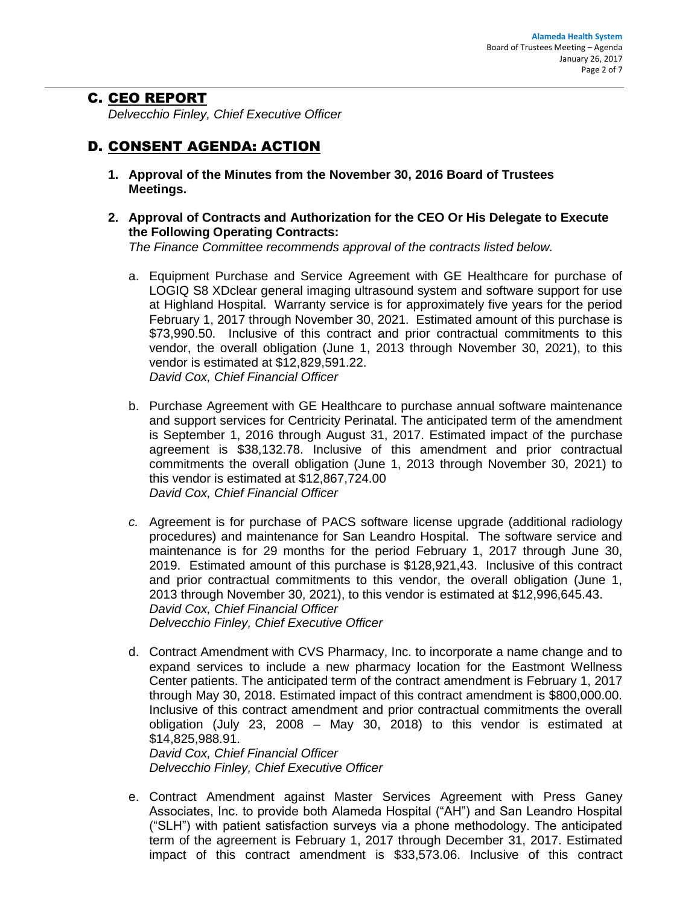## C. CEO REPORT

*Delvecchio Finley, Chief Executive Officer*

## D. CONSENT AGENDA: ACTION

1. **Approval of the Minutes from the November 30, 2016 Board of Trustees Meetings.**

2. **Approval of Contracts and Authorization for the CEO Or His Delegate to Execute the Following Operating Contracts:**
   *The Finance Committee recommends approval of the contracts listed below.*

   a. Equipment Purchase and Service Agreement with GE Healthcare for purchase of LOGIQ S8 XDclear general imaging ultrasound system and software support for use at Highland Hospital. Warranty service is for approximately five years for the period February 1, 2017 through November 30, 2021. Estimated amount of this purchase is $73,990.50. Inclusive of this contract and prior contractual commitments to this vendor, the overall obligation (June 1, 2013 through November 30, 2021), to this vendor is estimated at $12,829,591.22.
   *David Cox, Chief Financial Officer*

   b. Purchase Agreement with GE Healthcare to purchase annual software maintenance and support services for Centricity Perinatal. The anticipated term of the amendment is September 1, 2016 through August 31, 2017. Estimated impact of the purchase agreement is $38,132.78. Inclusive of this amendment and prior contractual commitments the overall obligation (June 1, 2013 through November 30, 2021) to this vendor is estimated at $12,867,724.00
   *David Cox, Chief Financial Officer*

   *c.* Agreement is for purchase of PACS software license upgrade (additional radiology procedures) and maintenance for San Leandro Hospital. The software service and maintenance is for 29 months for the period February 1, 2017 through June 30, 2019. Estimated amount of this purchase is $128,921,43. Inclusive of this contract and prior contractual commitments to this vendor, the overall obligation (June 1, 2013 through November 30, 2021), to this vendor is estimated at $12,996,645.43.
   *David Cox, Chief Financial Officer*
   *Delvecchio Finley, Chief Executive Officer*

   d. Contract Amendment with CVS Pharmacy, Inc. to incorporate a name change and to expand services to include a new pharmacy location for the Eastmont Wellness Center patients. The anticipated term of the contract amendment is February 1, 2017 through May 30, 2018. Estimated impact of this contract amendment is $800,000.00. Inclusive of this contract amendment and prior contractual commitments the overall obligation (July 23, 2008 – May 30, 2018) to this vendor is estimated at $14,825,988.91.
   *David Cox, Chief Financial Officer*
   *Delvecchio Finley, Chief Executive Officer*

   e. Contract Amendment against Master Services Agreement with Press Ganey Associates, Inc. to provide both Alameda Hospital ("AH") and San Leandro Hospital ("SLH") with patient satisfaction surveys via a phone methodology. The anticipated term of the agreement is February 1, 2017 through December 31, 2017. Estimated impact of this contract amendment is $33,573.06. Inclusive of this contract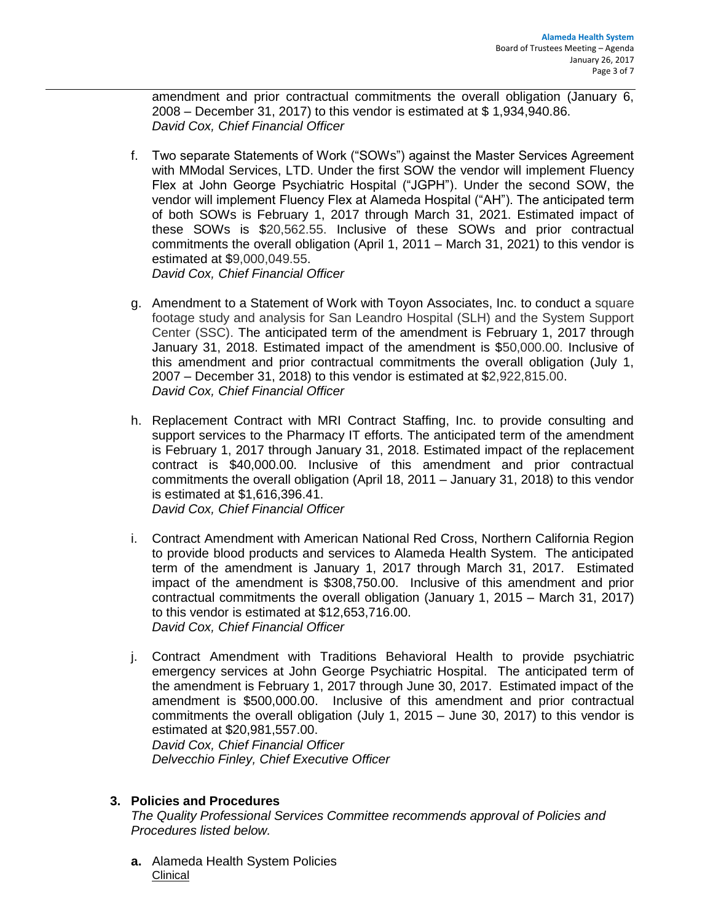amendment and prior contractual commitments the overall obligation (January 6, 2008 – December 31, 2017) to this vendor is estimated at $ 1,934,940.86.
*David Cox, Chief Financial Officer*

f. Two separate Statements of Work ("SOWs") against the Master Services Agreement with MModal Services, LTD. Under the first SOW the vendor will implement Fluency Flex at John George Psychiatric Hospital ("JGPH"). Under the second SOW, the vendor will implement Fluency Flex at Alameda Hospital ("AH"). The anticipated term of both SOWs is February 1, 2017 through March 31, 2021. Estimated impact of these SOWs is $20,562.55. Inclusive of these SOWs and prior contractual commitments the overall obligation (April 1, 2011 – March 31, 2021) to this vendor is estimated at $9,000,049.55.
*David Cox, Chief Financial Officer*

g. Amendment to a Statement of Work with Toyon Associates, Inc. to conduct a square footage study and analysis for San Leandro Hospital (SLH) and the System Support Center (SSC). The anticipated term of the amendment is February 1, 2017 through January 31, 2018. Estimated impact of the amendment is $50,000.00. Inclusive of this amendment and prior contractual commitments the overall obligation (July 1, 2007 – December 31, 2018) to this vendor is estimated at $2,922,815.00.
*David Cox, Chief Financial Officer*

h. Replacement Contract with MRI Contract Staffing, Inc. to provide consulting and support services to the Pharmacy IT efforts. The anticipated term of the amendment is February 1, 2017 through January 31, 2018. Estimated impact of the replacement contract is $40,000.00. Inclusive of this amendment and prior contractual commitments the overall obligation (April 18, 2011 – January 31, 2018) to this vendor is estimated at $1,616,396.41.
*David Cox, Chief Financial Officer*

i. Contract Amendment with American National Red Cross, Northern California Region to provide blood products and services to Alameda Health System. The anticipated term of the amendment is January 1, 2017 through March 31, 2017. Estimated impact of the amendment is $308,750.00. Inclusive of this amendment and prior contractual commitments the overall obligation (January 1, 2015 – March 31, 2017) to this vendor is estimated at $12,653,716.00.
*David Cox, Chief Financial Officer*

j. Contract Amendment with Traditions Behavioral Health to provide psychiatric emergency services at John George Psychiatric Hospital. The anticipated term of the amendment is February 1, 2017 through June 30, 2017. Estimated impact of the amendment is $500,000.00. Inclusive of this amendment and prior contractual commitments the overall obligation (July 1, 2015 – June 30, 2017) to this vendor is estimated at $20,981,557.00.
*David Cox, Chief Financial Officer*
*Delvecchio Finley, Chief Executive Officer*

**3. Policies and Procedures**

*The Quality Professional Services Committee recommends approval of Policies and Procedures listed below.*

**a.** Alameda Health System Policies
Clinical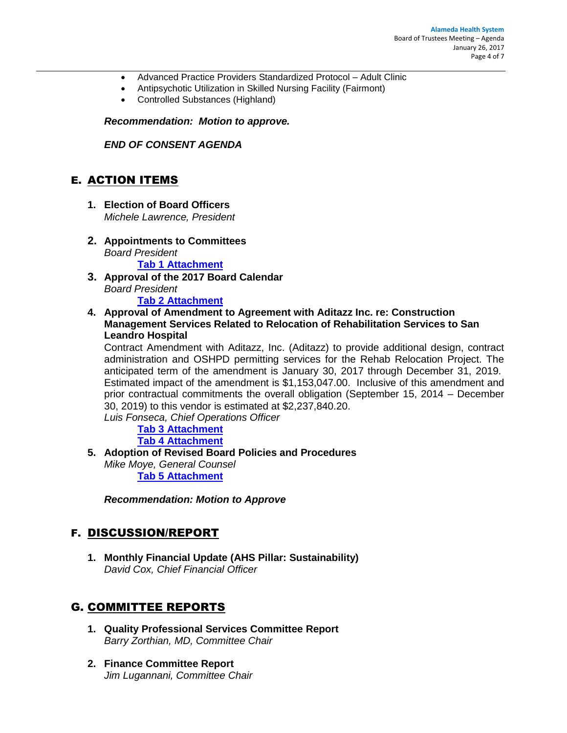- Advanced Practice Providers Standardized Protocol – Adult Clinic
- Antipsychotic Utilization in Skilled Nursing Facility (Fairmont)
- Controlled Substances (Highland)

***Recommendation: Motion to approve.***

***END OF CONSENT AGENDA***

## E. ACTION ITEMS

1. **Election of Board Officers**
   *Michele Lawrence, President*

2. **Appointments to Committees**
   *Board President*
   **Tab 1 Attachment**

3. **Approval of the 2017 Board Calendar**
   *Board President*
   **Tab 2 Attachment**

4. **Approval of Amendment to Agreement with Aditazz Inc. re: Construction Management Services Related to Relocation of Rehabilitation Services to San Leandro Hospital**
   Contract Amendment with Aditazz, Inc. (Aditazz) to provide additional design, contract administration and OSHPD permitting services for the Rehab Relocation Project. The anticipated term of the amendment is January 30, 2017 through December 31, 2019. Estimated impact of the amendment is $1,153,047.00. Inclusive of this amendment and prior contractual commitments the overall obligation (September 15, 2014 – December 30, 2019) to this vendor is estimated at $2,237,840.20.
   *Luis Fonseca, Chief Operations Officer*
   **Tab 3 Attachment**
   **Tab 4 Attachment**

5. **Adoption of Revised Board Policies and Procedures**
   *Mike Moye, General Counsel*
   **Tab 5 Attachment**

***Recommendation: Motion to Approve***

## F. DISCUSSION/REPORT

1. **Monthly Financial Update (AHS Pillar: Sustainability)**
   *David Cox, Chief Financial Officer*

## G. COMMITTEE REPORTS

1. **Quality Professional Services Committee Report**
   *Barry Zorthian, MD, Committee Chair*

2. **Finance Committee Report**
   *Jim Lugannani, Committee Chair*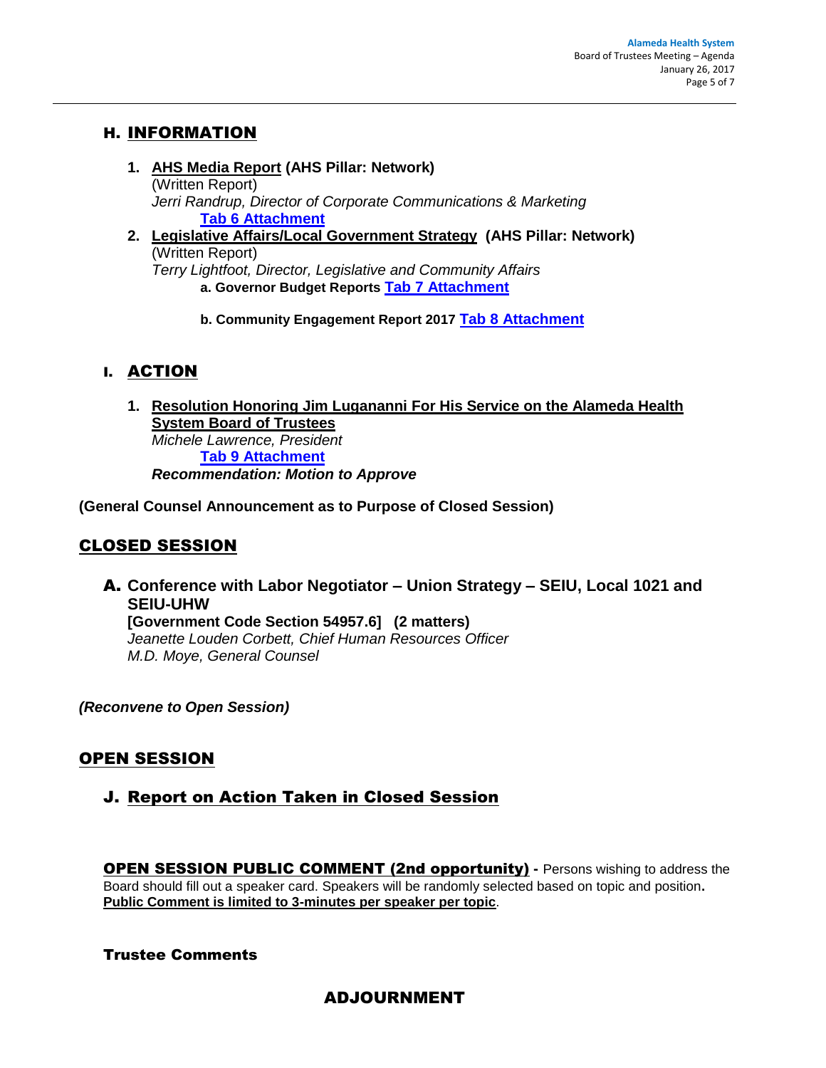## H. INFORMATION

1. **AHS Media Report** **(AHS Pillar: Network)**
   (Written Report)
   *Jerri Randrup, Director of Corporate Communications & Marketing*
   **Tab 6 Attachment**
2. **Legislative Affairs/Local Government Strategy** **(AHS Pillar: Network)**
   (Written Report)
   *Terry Lightfoot, Director, Legislative and Community Affairs*
   - **a. Governor Budget Reports** **Tab 7 Attachment**
   - **b. Community Engagement Report 2017** **Tab 8 Attachment**

## I. ACTION

1. **Resolution Honoring Jim Lugananni For His Service on the Alameda Health System Board of Trustees**
   *Michele Lawrence, President*
   **Tab 9 Attachment**
   ***Recommendation: Motion to Approve***

**(General Counsel Announcement as to Purpose of Closed Session)**

## CLOSED SESSION

### A. Conference with Labor Negotiator – Union Strategy – SEIU, Local 1021 and SEIU-UHW

**[Government Code Section 54957.6] (2 matters)**
*Jeanette Louden Corbett, Chief Human Resources Officer*
*M.D. Moye, General Counsel*

***(Reconvene to Open Session)***

## OPEN SESSION

### J. Report on Action Taken in Closed Session

**OPEN SESSION PUBLIC COMMENT (2nd opportunity)** - Persons wishing to address the Board should fill out a speaker card. Speakers will be randomly selected based on topic and position. **Public Comment is limited to 3-minutes per speaker per topic**.

**Trustee Comments**

## ADJOURNMENT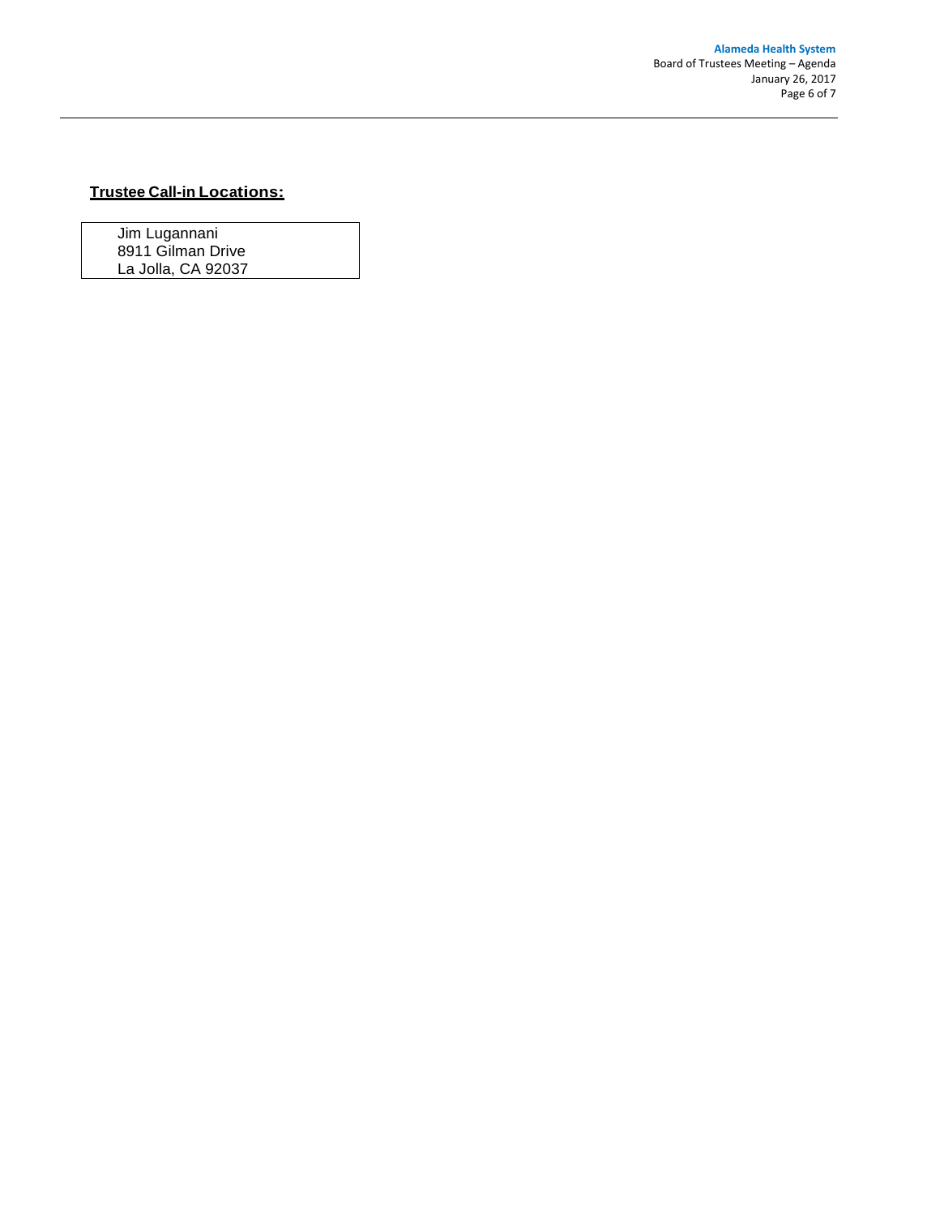**Trustee Call-in Locations:**

| Jim Lugannani<br>8911 Gilman Drive<br>La Jolla, CA 92037 |
|---|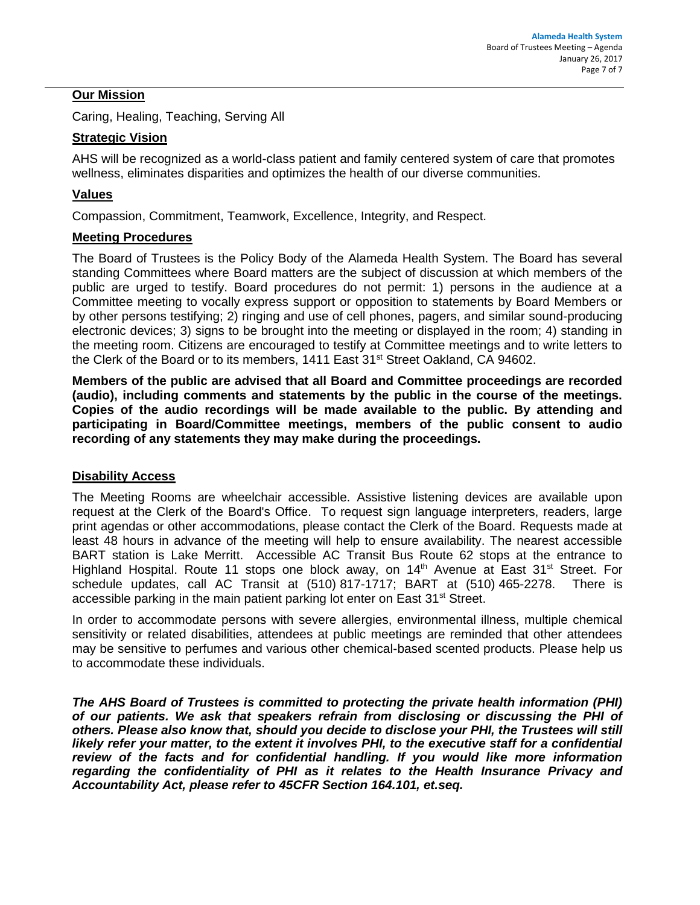## Our Mission

Caring, Healing, Teaching, Serving All

## Strategic Vision

AHS will be recognized as a world-class patient and family centered system of care that promotes wellness, eliminates disparities and optimizes the health of our diverse communities.

## Values

Compassion, Commitment, Teamwork, Excellence, Integrity, and Respect.

## Meeting Procedures

The Board of Trustees is the Policy Body of the Alameda Health System. The Board has several standing Committees where Board matters are the subject of discussion at which members of the public are urged to testify. Board procedures do not permit: 1) persons in the audience at a Committee meeting to vocally express support or opposition to statements by Board Members or by other persons testifying; 2) ringing and use of cell phones, pagers, and similar sound-producing electronic devices; 3) signs to be brought into the meeting or displayed in the room; 4) standing in the meeting room. Citizens are encouraged to testify at Committee meetings and to write letters to the Clerk of the Board or to its members, 1411 East 31st Street Oakland, CA 94602.

**Members of the public are advised that all Board and Committee proceedings are recorded (audio), including comments and statements by the public in the course of the meetings. Copies of the audio recordings will be made available to the public. By attending and participating in Board/Committee meetings, members of the public consent to audio recording of any statements they may make during the proceedings.**

## Disability Access

The Meeting Rooms are wheelchair accessible. Assistive listening devices are available upon request at the Clerk of the Board's Office. To request sign language interpreters, readers, large print agendas or other accommodations, please contact the Clerk of the Board. Requests made at least 48 hours in advance of the meeting will help to ensure availability. The nearest accessible BART station is Lake Merritt. Accessible AC Transit Bus Route 62 stops at the entrance to Highland Hospital. Route 11 stops one block away, on 14th Avenue at East 31st Street. For schedule updates, call AC Transit at (510) 817-1717; BART at (510) 465-2278. There is accessible parking in the main patient parking lot enter on East 31st Street.

In order to accommodate persons with severe allergies, environmental illness, multiple chemical sensitivity or related disabilities, attendees at public meetings are reminded that other attendees may be sensitive to perfumes and various other chemical-based scented products. Please help us to accommodate these individuals.

***The AHS Board of Trustees is committed to protecting the private health information (PHI) of our patients. We ask that speakers refrain from disclosing or discussing the PHI of others. Please also know that, should you decide to disclose your PHI, the Trustees will still likely refer your matter, to the extent it involves PHI, to the executive staff for a confidential review of the facts and for confidential handling. If you would like more information regarding the confidentiality of PHI as it relates to the Health Insurance Privacy and Accountability Act, please refer to 45CFR Section 164.101, et.seq.***